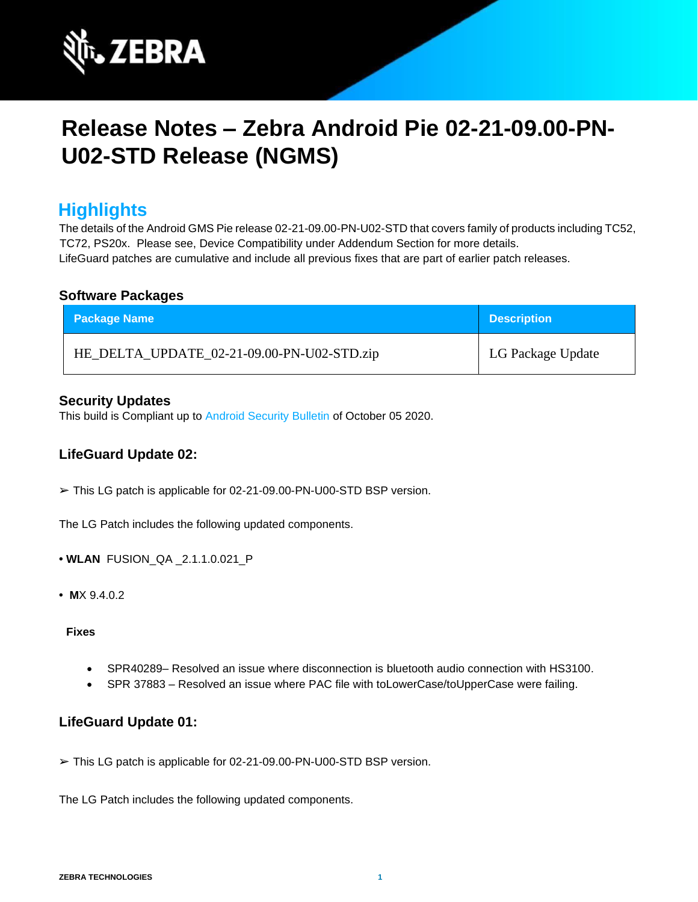# Release Notes – Zebra Android Pie 02-21-09.00-PN-U02-STD Release (NGMS)

## Highlights

The details of the Android GMS Pie release 02-21-09.00-PN-U02-STD that covers family of products including TC52, TC72, PS20x. Please see, Device Compatibility under Addendum Section for more details.
LifeGuard patches are cumulative and include all previous fixes that are part of earlier patch releases.

### Software Packages

| Package Name | Description |
|---|---|
| HE_DELTA_UPDATE_02-21-09.00-PN-U02-STD.zip | LG Package Update |

### Security Updates

This build is Compliant up to Android Security Bulletin of October 05 2020.

### LifeGuard Update 02:

➢ This LG patch is applicable for 02-21-09.00-PN-U00-STD BSP version.

The LG Patch includes the following updated components.

- **WLAN** FUSION_QA _2.1.1.0.021_P
- **M**X 9.4.0.2

**Fixes**

- SPR40289– Resolved an issue where disconnection is bluetooth audio connection with HS3100.
- SPR 37883 – Resolved an issue where PAC file with toLowerCase/toUpperCase were failing.

### LifeGuard Update 01:

➢ This LG patch is applicable for 02-21-09.00-PN-U00-STD BSP version.

The LG Patch includes the following updated components.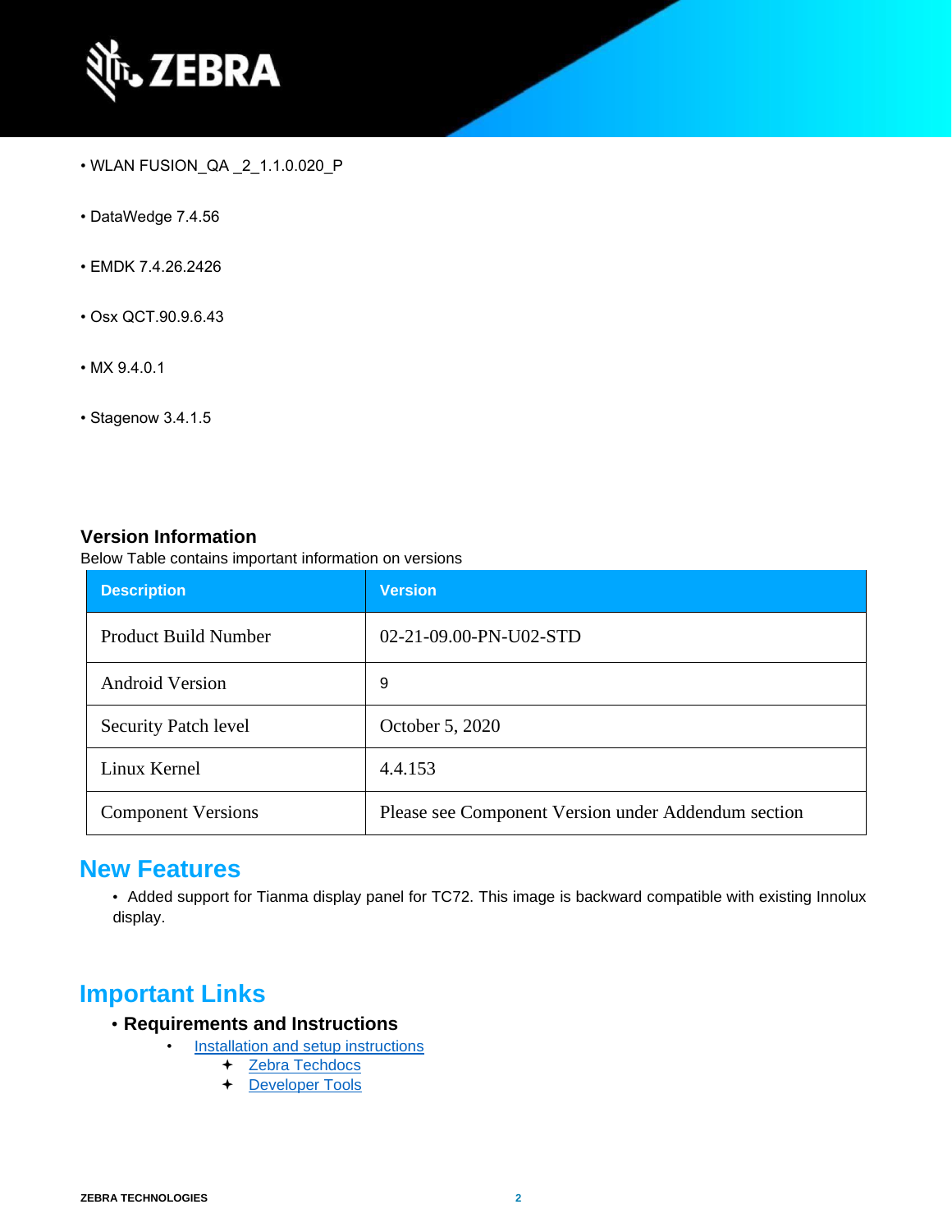- WLAN FUSION_QA _2_1.1.0.020_P
- DataWedge 7.4.56
- EMDK 7.4.26.2426
- Osx QCT.90.9.6.43
- MX 9.4.0.1
- Stagenow 3.4.1.5

### Version Information

Below Table contains important information on versions

| Description | Version |
|---|---|
| Product Build Number | 02-21-09.00-PN-U02-STD |
| Android Version | 9 |
| Security Patch level | October 5, 2020 |
| Linux Kernel | 4.4.153 |
| Component Versions | Please see Component Version under Addendum section |

## New Features

- Added support for Tianma display panel for TC72. This image is backward compatible with existing Innolux display.

## Important Links

- **Requirements and Instructions**
  - Installation and setup instructions
    - Zebra Techdocs
    - Developer Tools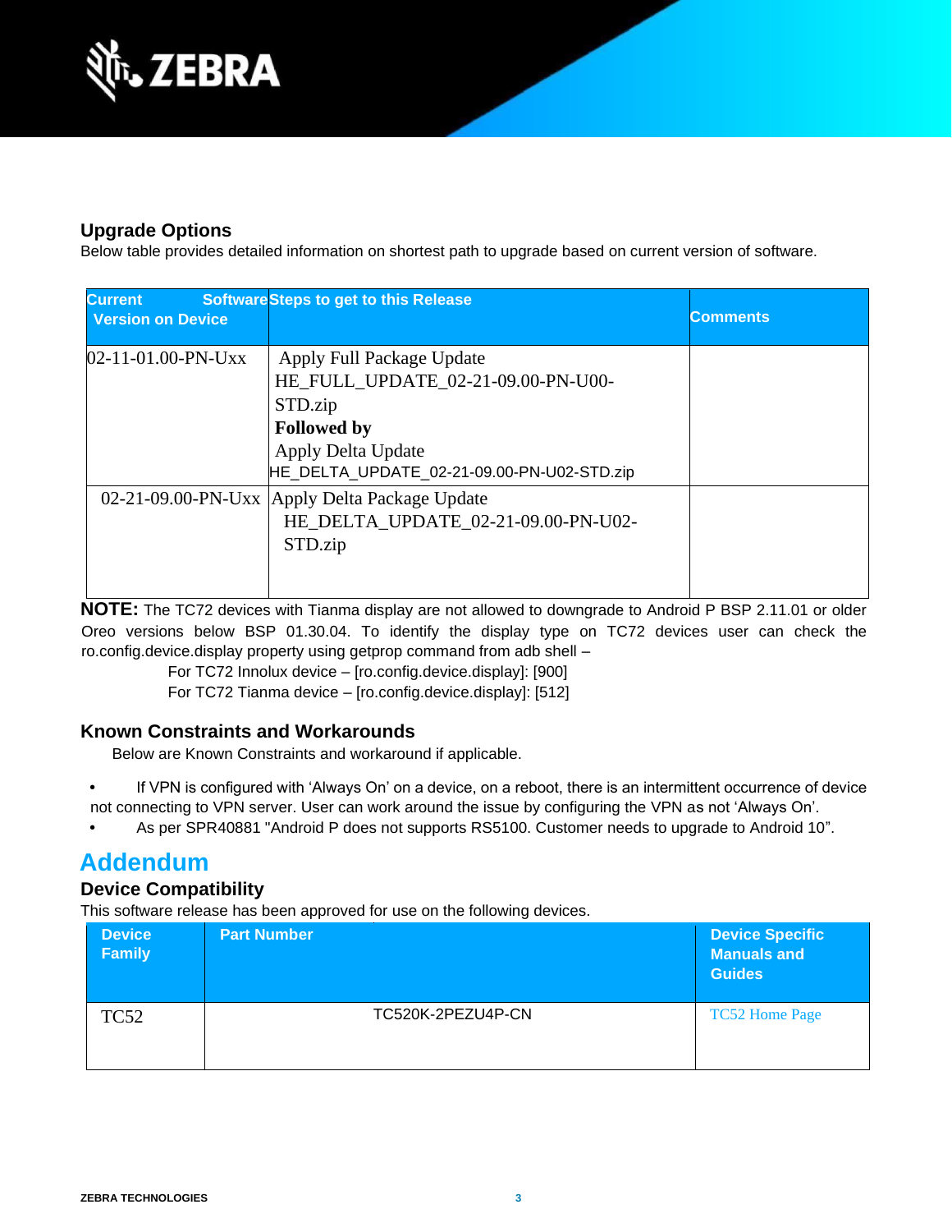## Upgrade Options

Below table provides detailed information on shortest path to upgrade based on current version of software.

| Current Software Version on Device | Steps to get to this Release | Comments |
|---|---|---|
| 02-11-01.00-PN-Uxx | Apply Full Package Update HE_FULL_UPDATE_02-21-09.00-PN-U00-STD.zip **Followed by** Apply Delta Update HE_DELTA_UPDATE_02-21-09.00-PN-U02-STD.zip | |
| 02-21-09.00-PN-Uxx | Apply Delta Package Update HE_DELTA_UPDATE_02-21-09.00-PN-U02-STD.zip | |

**NOTE:** The TC72 devices with Tianma display are not allowed to downgrade to Android P BSP 2.11.01 or older Oreo versions below BSP 01.30.04. To identify the display type on TC72 devices user can check the ro.config.device.display property using getprop command from adb shell –

For TC72 Innolux device – [ro.config.device.display]: [900]

For TC72 Tianma device – [ro.config.device.display]: [512]

## Known Constraints and Workarounds

Below are Known Constraints and workaround if applicable.

- If VPN is configured with 'Always On' on a device, on a reboot, there is an intermittent occurrence of device not connecting to VPN server. User can work around the issue by configuring the VPN as not 'Always On'.
- As per SPR40881 "Android P does not supports RS5100. Customer needs to upgrade to Android 10".

# Addendum

## Device Compatibility

This software release has been approved for use on the following devices.

| Device Family | Part Number | Device Specific Manuals and Guides |
|---|---|---|
| TC52 | TC520K-2PEZU4P-CN | TC52 Home Page |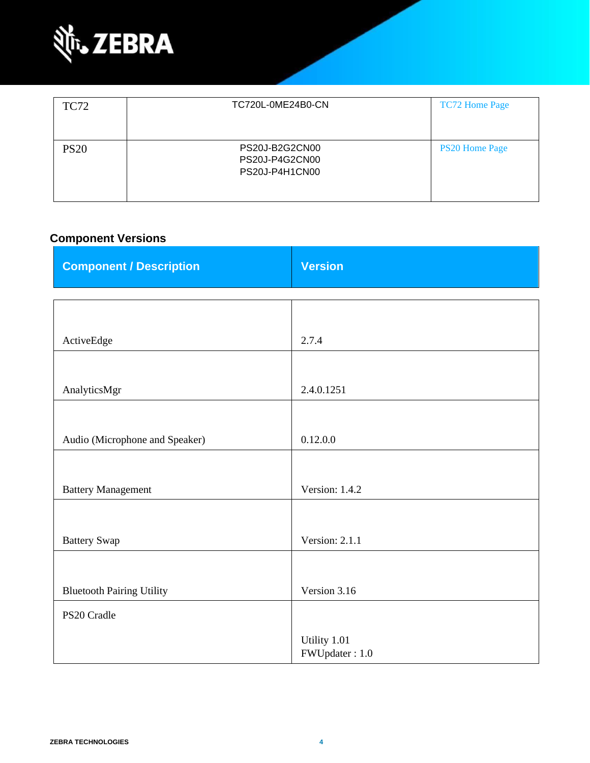| TC72 | TC720L-0ME24B0-CN | TC72 Home Page |
|---|---|---|
| PS20 | PS20J-B2G2CN00<br>PS20J-P4G2CN00<br>PS20J-P4H1CN00 | PS20 Home Page |

## Component Versions

| Component / Description | Version |
|---|---|
| ActiveEdge | 2.7.4 |
| AnalyticsMgr | 2.4.0.1251 |
| Audio (Microphone and Speaker) | 0.12.0.0 |
| Battery Management | Version: 1.4.2 |
| Battery Swap | Version: 2.1.1 |
| Bluetooth Pairing Utility | Version 3.16 |
| PS20 Cradle | Utility 1.01<br>FWUpdater : 1.0 |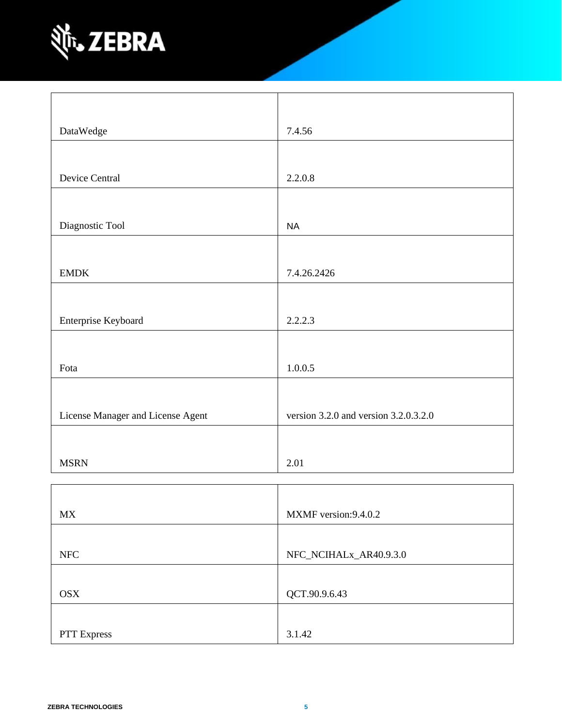| | |
|---|---|
| DataWedge | 7.4.56 |
| Device Central | 2.2.0.8 |
| Diagnostic Tool | NA |
| EMDK | 7.4.26.2426 |
| Enterprise Keyboard | 2.2.2.3 |
| Fota | 1.0.0.5 |
| License Manager and License Agent | version 3.2.0 and version 3.2.0.3.2.0 |
| MSRN | 2.01 |
| MX | MXMF version:9.4.0.2 |
| NFC | NFC_NCIHALx_AR40.9.3.0 |
| OSX | QCT.90.9.6.43 |
| PTT Express | 3.1.42 |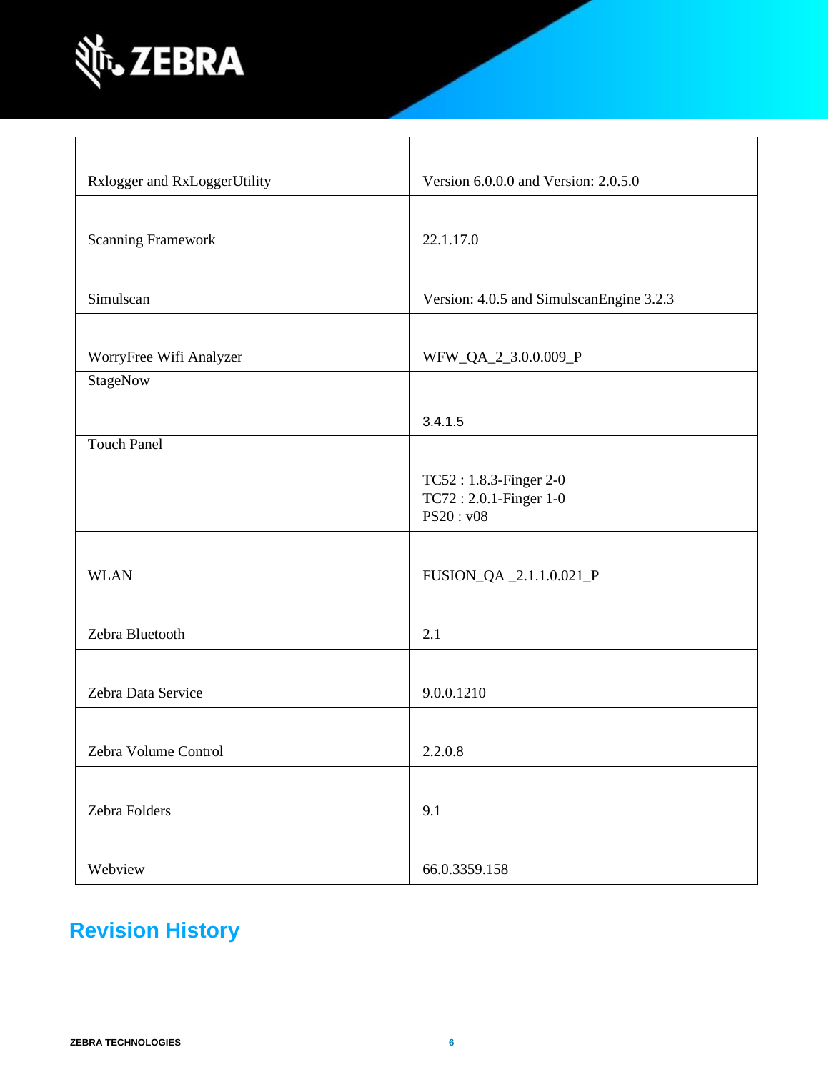| | |
|---|---|
| Rxlogger and RxLoggerUtility | Version 6.0.0.0 and Version: 2.0.5.0 |
| Scanning Framework | 22.1.17.0 |
| Simulscan | Version: 4.0.5 and SimulscanEngine 3.2.3 |
| WorryFree Wifi Analyzer | WFW_QA_2_3.0.0.009_P |
| StageNow | 3.4.1.5 |
| Touch Panel | TC52 : 1.8.3-Finger 2-0<br>TC72 : 2.0.1-Finger 1-0<br>PS20 : v08 |
| WLAN | FUSION_QA _2.1.1.0.021_P |
| Zebra Bluetooth | 2.1 |
| Zebra Data Service | 9.0.0.1210 |
| Zebra Volume Control | 2.2.0.8 |
| Zebra Folders | 9.1 |
| Webview | 66.0.3359.158 |

## Revision History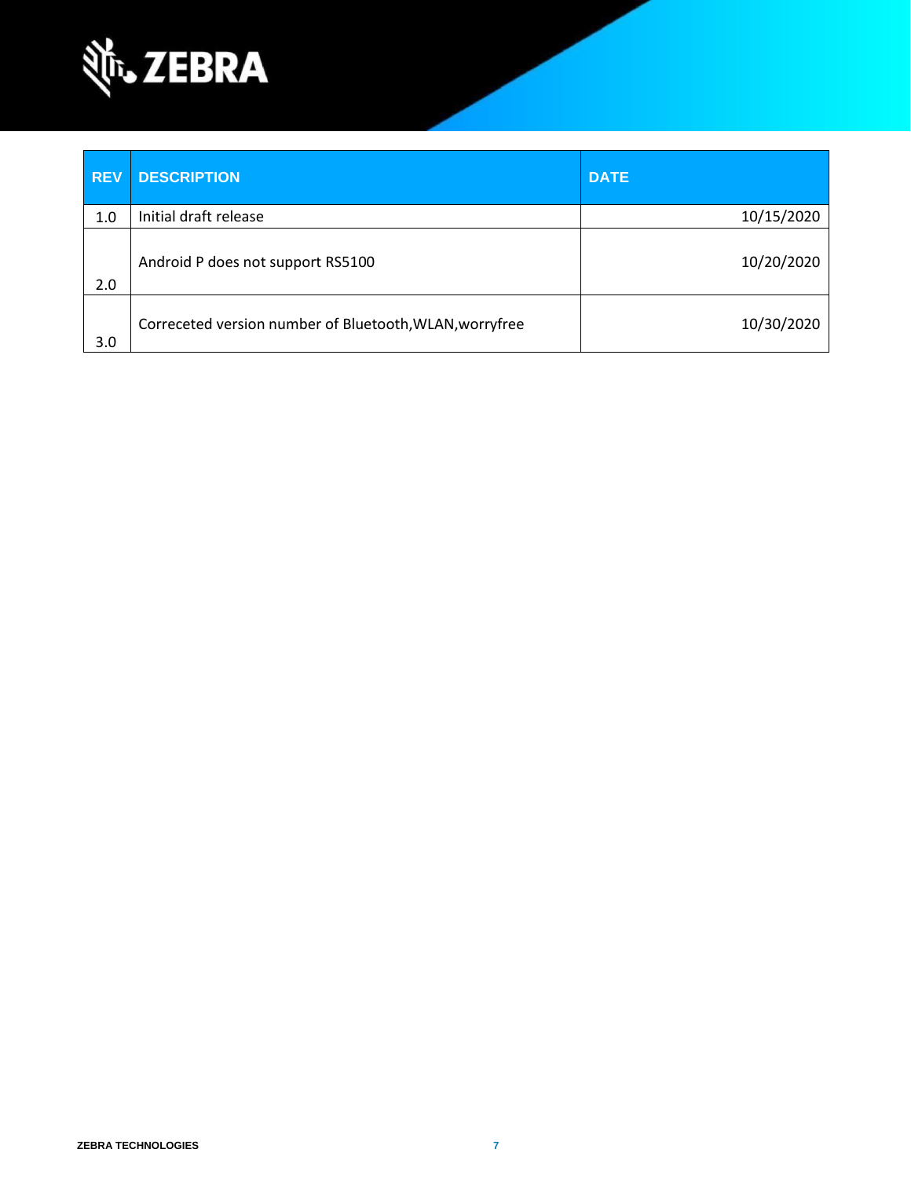| REV | DESCRIPTION | DATE |
| --- | --- | --- |
| 1.0 | Initial draft release | 10/15/2020 |
| 2.0 | Android P does not support RS5100 | 10/20/2020 |
| 3.0 | Correceted version number of Bluetooth,WLAN,worryfree | 10/30/2020 |